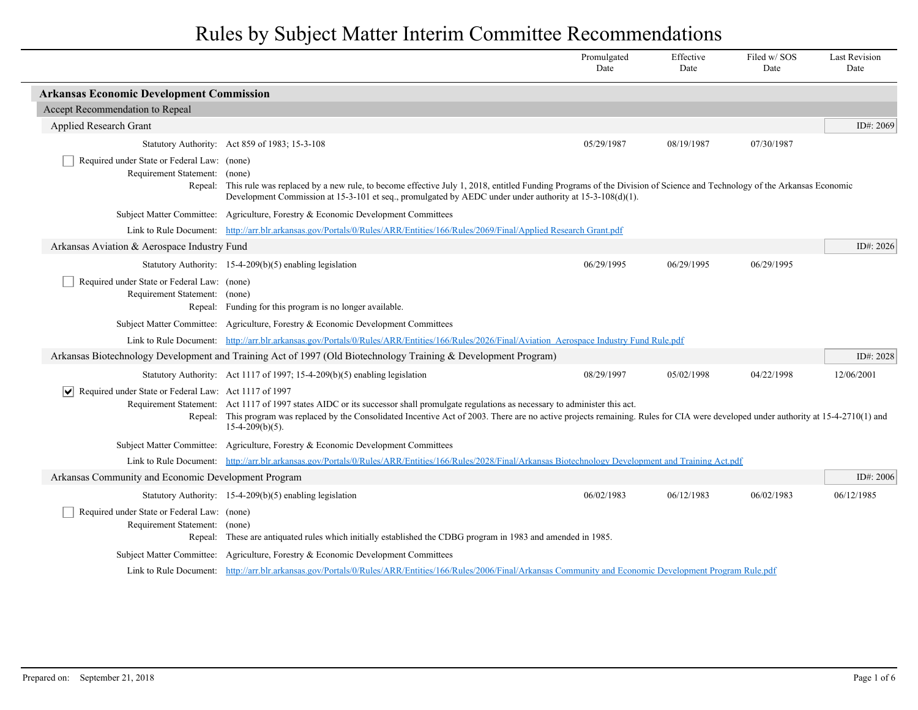# Rules by Subject Matter Interim Committee Recommendations

| | Promulgated Date | Effective Date | Filed w/ SOS Date | Last Revision Date |
|---|---|---|---|---|

## Arkansas Economic Development Commission

### Accept Recommendation to Repeal

#### Applied Research Grant

ID#: 2069

| | | Promulgated Date | Effective Date | Filed w/ SOS Date | Last Revision Date |
|---|---|---|---|---|---|
| Statutory Authority: | Act 859 of 1983; 15-3-108 | 05/29/1987 | 08/19/1987 | 07/30/1987 | |

- [ ] Required under State or Federal Law: (none)

Requirement Statement: (none)

Repeal: This rule was replaced by a new rule, to become effective July 1, 2018, entitled Funding Programs of the Division of Science and Technology of the Arkansas Economic Development Commission at 15-3-101 et seq., promulgated by AEDC under under authority at 15-3-108(d)(1).

Subject Matter Committee: Agriculture, Forestry & Economic Development Committees

Link to Rule Document: http://arr.blr.arkansas.gov/Portals/0/Rules/ARR/Entities/166/Rules/2069/Final/Applied Research Grant.pdf

#### Arkansas Aviation & Aerospace Industry Fund

ID#: 2026

| | | Promulgated Date | Effective Date | Filed w/ SOS Date | Last Revision Date |
|---|---|---|---|---|---|
| Statutory Authority: | 15-4-209(b)(5) enabling legislation | 06/29/1995 | 06/29/1995 | 06/29/1995 | |

- [ ] Required under State or Federal Law: (none)

Requirement Statement: (none)

Repeal: Funding for this program is no longer available.

Subject Matter Committee: Agriculture, Forestry & Economic Development Committees

Link to Rule Document: http://arr.blr.arkansas.gov/Portals/0/Rules/ARR/Entities/166/Rules/2026/Final/Aviation_Aerospace Industry Fund Rule.pdf

#### Arkansas Biotechnology Development and Training Act of 1997 (Old Biotechnology Training & Development Program)

ID#: 2028

| | | Promulgated Date | Effective Date | Filed w/ SOS Date | Last Revision Date |
|---|---|---|---|---|---|
| Statutory Authority: | Act 1117 of 1997; 15-4-209(b)(5) enabling legislation | 08/29/1997 | 05/02/1998 | 04/22/1998 | 12/06/2001 |

- [x] Required under State or Federal Law: Act 1117 of 1997

Requirement Statement: Act 1117 of 1997 states AIDC or its successor shall promulgate regulations as necessary to administer this act.

Repeal: This program was replaced by the Consolidated Incentive Act of 2003. There are no active projects remaining. Rules for CIA were developed under authority at 15-4-2710(1) and 15-4-209(b)(5).

Subject Matter Committee: Agriculture, Forestry & Economic Development Committees

Link to Rule Document: http://arr.blr.arkansas.gov/Portals/0/Rules/ARR/Entities/166/Rules/2028/Final/Arkansas Biotechnology Development and Training Act.pdf

#### Arkansas Community and Economic Development Program

ID#: 2006

| | | Promulgated Date | Effective Date | Filed w/ SOS Date | Last Revision Date |
|---|---|---|---|---|---|
| Statutory Authority: | 15-4-209(b)(5) enabling legislation | 06/02/1983 | 06/12/1983 | 06/02/1983 | 06/12/1985 |

- [ ] Required under State or Federal Law: (none)

Requirement Statement: (none)

Repeal: These are antiquated rules which initially established the CDBG program in 1983 and amended in 1985.

Subject Matter Committee: Agriculture, Forestry & Economic Development Committees

Link to Rule Document: http://arr.blr.arkansas.gov/Portals/0/Rules/ARR/Entities/166/Rules/2006/Final/Arkansas Community and Economic Development Program Rule.pdf

Prepared on: September 21, 2018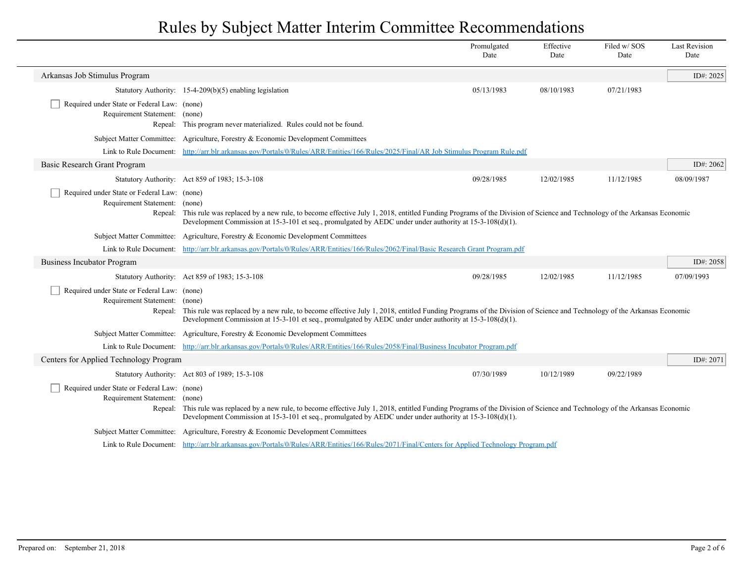# Rules by Subject Matter Interim Committee Recommendations

| | | Promulgated Date | Effective Date | Filed w/ SOS Date | Last Revision Date |
|---|---|---|---|---|---|

## Arkansas Job Stimulus Program

ID#: 2025

| | | Promulgated Date | Effective Date | Filed w/ SOS Date | Last Revision Date |
|---|---|---|---|---|---|
| Statutory Authority: | 15-4-209(b)(5) enabling legislation | 05/13/1983 | 08/10/1983 | 07/21/1983 | |

- [ ] Required under State or Federal Law: (none)

Requirement Statement: (none)

Repeal: This program never materialized. Rules could not be found.

Subject Matter Committee: Agriculture, Forestry & Economic Development Committees

Link to Rule Document: http://arr.blr.arkansas.gov/Portals/0/Rules/ARR/Entities/166/Rules/2025/Final/AR Job Stimulus Program Rule.pdf

## Basic Research Grant Program

ID#: 2062

| | | Promulgated Date | Effective Date | Filed w/ SOS Date | Last Revision Date |
|---|---|---|---|---|---|
| Statutory Authority: | Act 859 of 1983; 15-3-108 | 09/28/1985 | 12/02/1985 | 11/12/1985 | 08/09/1987 |

- [ ] Required under State or Federal Law: (none)

Requirement Statement: (none)

Repeal: This rule was replaced by a new rule, to become effective July 1, 2018, entitled Funding Programs of the Division of Science and Technology of the Arkansas Economic Development Commission at 15-3-101 et seq., promulgated by AEDC under under authority at 15-3-108(d)(1).

Subject Matter Committee: Agriculture, Forestry & Economic Development Committees

Link to Rule Document: http://arr.blr.arkansas.gov/Portals/0/Rules/ARR/Entities/166/Rules/2062/Final/Basic Research Grant Program.pdf

## Business Incubator Program

ID#: 2058

| | | Promulgated Date | Effective Date | Filed w/ SOS Date | Last Revision Date |
|---|---|---|---|---|---|
| Statutory Authority: | Act 859 of 1983; 15-3-108 | 09/28/1985 | 12/02/1985 | 11/12/1985 | 07/09/1993 |

- [ ] Required under State or Federal Law: (none)

Requirement Statement: (none)

Repeal: This rule was replaced by a new rule, to become effective July 1, 2018, entitled Funding Programs of the Division of Science and Technology of the Arkansas Economic Development Commission at 15-3-101 et seq., promulgated by AEDC under under authority at 15-3-108(d)(1).

Subject Matter Committee: Agriculture, Forestry & Economic Development Committees

Link to Rule Document: http://arr.blr.arkansas.gov/Portals/0/Rules/ARR/Entities/166/Rules/2058/Final/Business Incubator Program.pdf

## Centers for Applied Technology Program

ID#: 2071

| | | Promulgated Date | Effective Date | Filed w/ SOS Date | Last Revision Date |
|---|---|---|---|---|---|
| Statutory Authority: | Act 803 of 1989; 15-3-108 | 07/30/1989 | 10/12/1989 | 09/22/1989 | |

- [ ] Required under State or Federal Law: (none)

Requirement Statement: (none)

Repeal: This rule was replaced by a new rule, to become effective July 1, 2018, entitled Funding Programs of the Division of Science and Technology of the Arkansas Economic Development Commission at 15-3-101 et seq., promulgated by AEDC under under authority at 15-3-108(d)(1).

Subject Matter Committee: Agriculture, Forestry & Economic Development Committees

Link to Rule Document: http://arr.blr.arkansas.gov/Portals/0/Rules/ARR/Entities/166/Rules/2071/Final/Centers for Applied Technology Program.pdf

Prepared on: September 21, 2018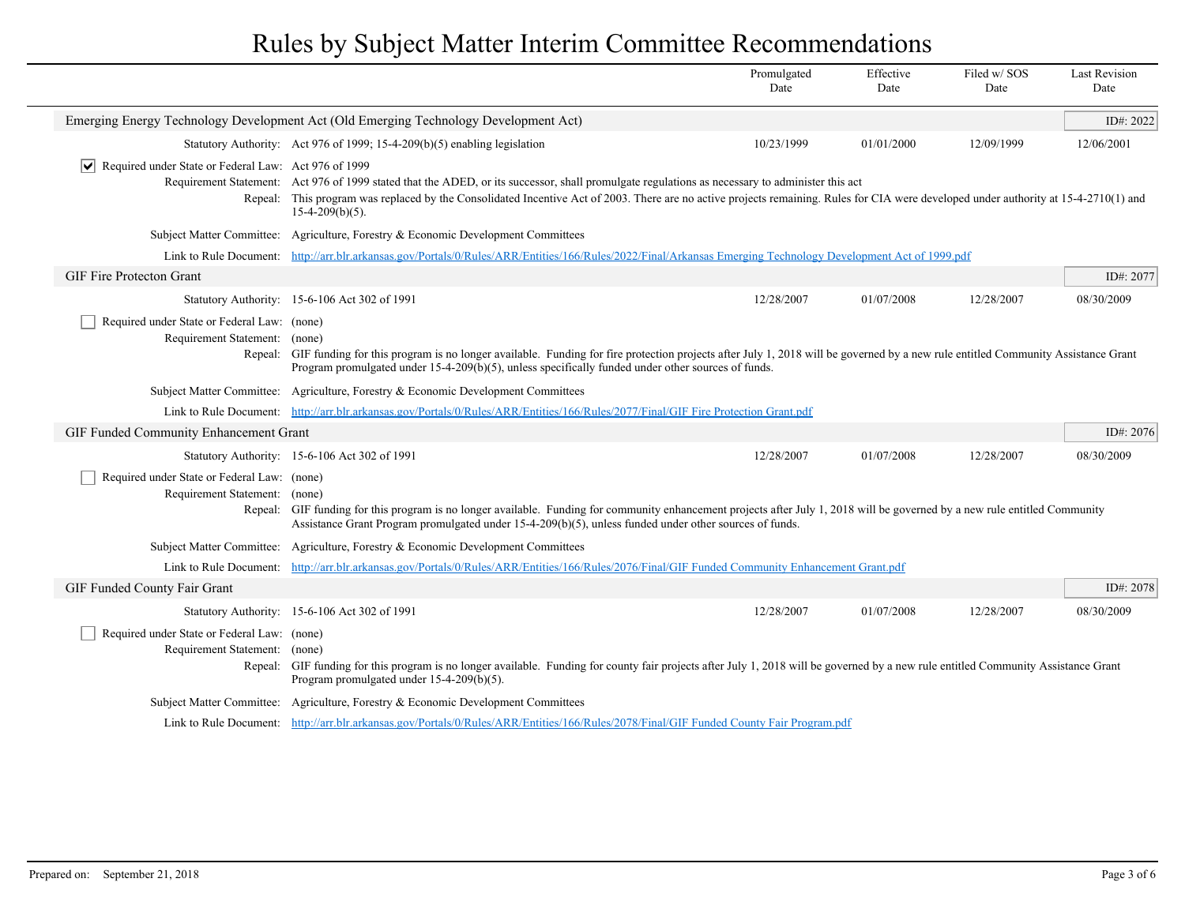# Rules by Subject Matter Interim Committee Recommendations

| | | Promulgated Date | Effective Date | Filed w/ SOS Date | Last Revision Date |
|---|---|---|---|---|---|

## Emerging Energy Technology Development Act (Old Emerging Technology Development Act)

ID#: 2022

| | | Promulgated Date | Effective Date | Filed w/ SOS Date | Last Revision Date |
|---|---|---|---|---|---|
| Statutory Authority: | Act 976 of 1999; 15-4-209(b)(5) enabling legislation | 10/23/1999 | 01/01/2000 | 12/09/1999 | 12/06/2001 |

- [x] Required under State or Federal Law: Act 976 of 1999

**Requirement Statement:** Act 976 of 1999 stated that the ADED, or its successor, shall promulgate regulations as necessary to administer this act

**Repeal:** This program was replaced by the Consolidated Incentive Act of 2003. There are no active projects remaining. Rules for CIA were developed under authority at 15-4-2710(1) and 15-4-209(b)(5).

**Subject Matter Committee:** Agriculture, Forestry & Economic Development Committees

**Link to Rule Document:** [http://arr.blr.arkansas.gov/Portals/0/Rules/ARR/Entities/166/Rules/2022/Final/Arkansas Emerging Technology Development Act of 1999.pdf](http://arr.blr.arkansas.gov/Portals/0/Rules/ARR/Entities/166/Rules/2022/Final/Arkansas Emerging Technology Development Act of 1999.pdf)

## GIF Fire Protecton Grant

ID#: 2077

| | | Promulgated Date | Effective Date | Filed w/ SOS Date | Last Revision Date |
|---|---|---|---|---|---|
| Statutory Authority: | 15-6-106 Act 302 of 1991 | 12/28/2007 | 01/07/2008 | 12/28/2007 | 08/30/2009 |

- [ ] Required under State or Federal Law: (none)

**Requirement Statement:** (none)

**Repeal:** GIF funding for this program is no longer available. Funding for fire protection projects after July 1, 2018 will be governed by a new rule entitled Community Assistance Grant Program promulgated under 15-4-209(b)(5), unless specifically funded under other sources of funds.

**Subject Matter Committee:** Agriculture, Forestry & Economic Development Committees

**Link to Rule Document:** [http://arr.blr.arkansas.gov/Portals/0/Rules/ARR/Entities/166/Rules/2077/Final/GIF Fire Protection Grant.pdf](http://arr.blr.arkansas.gov/Portals/0/Rules/ARR/Entities/166/Rules/2077/Final/GIF Fire Protection Grant.pdf)

## GIF Funded Community Enhancement Grant

ID#: 2076

| | | Promulgated Date | Effective Date | Filed w/ SOS Date | Last Revision Date |
|---|---|---|---|---|---|
| Statutory Authority: | 15-6-106 Act 302 of 1991 | 12/28/2007 | 01/07/2008 | 12/28/2007 | 08/30/2009 |

- [ ] Required under State or Federal Law: (none)

**Requirement Statement:** (none)

**Repeal:** GIF funding for this program is no longer available. Funding for community enhancement projects after July 1, 2018 will be governed by a new rule entitled Community Assistance Grant Program promulgated under 15-4-209(b)(5), unless funded under other sources of funds.

**Subject Matter Committee:** Agriculture, Forestry & Economic Development Committees

**Link to Rule Document:** [http://arr.blr.arkansas.gov/Portals/0/Rules/ARR/Entities/166/Rules/2076/Final/GIF Funded Community Enhancement Grant.pdf](http://arr.blr.arkansas.gov/Portals/0/Rules/ARR/Entities/166/Rules/2076/Final/GIF Funded Community Enhancement Grant.pdf)

## GIF Funded County Fair Grant

ID#: 2078

| | | Promulgated Date | Effective Date | Filed w/ SOS Date | Last Revision Date |
|---|---|---|---|---|---|
| Statutory Authority: | 15-6-106 Act 302 of 1991 | 12/28/2007 | 01/07/2008 | 12/28/2007 | 08/30/2009 |

- [ ] Required under State or Federal Law: (none)

**Requirement Statement:** (none)

**Repeal:** GIF funding for this program is no longer available. Funding for county fair projects after July 1, 2018 will be governed by a new rule entitled Community Assistance Grant Program promulgated under 15-4-209(b)(5).

**Subject Matter Committee:** Agriculture, Forestry & Economic Development Committees

**Link to Rule Document:** [http://arr.blr.arkansas.gov/Portals/0/Rules/ARR/Entities/166/Rules/2078/Final/GIF Funded County Fair Program.pdf](http://arr.blr.arkansas.gov/Portals/0/Rules/ARR/Entities/166/Rules/2078/Final/GIF Funded County Fair Program.pdf)

Prepared on: September 21, 2018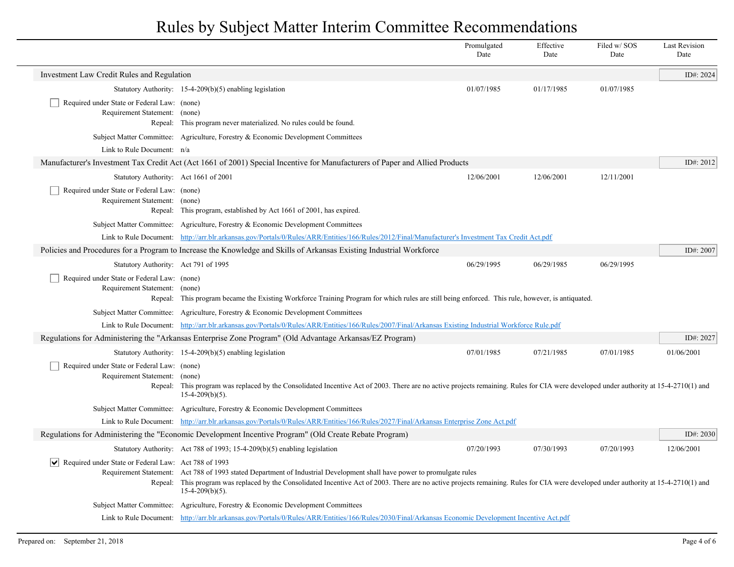# Rules by Subject Matter Interim Committee Recommendations

| | Promulgated Date | Effective Date | Filed w/ SOS Date | Last Revision Date |
|---|---|---|---|---|

## Investment Law Credit Rules and Regulation

ID#: 2024

| | | Promulgated Date | Effective Date | Filed w/ SOS Date | Last Revision Date |
|---|---|---|---|---|---|
| Statutory Authority: | 15-4-209(b)(5) enabling legislation | 01/07/1985 | 01/17/1985 | 01/07/1985 | |

- [ ] Required under State or Federal Law: (none)

Requirement Statement: (none)

Repeal: This program never materialized. No rules could be found.

Subject Matter Committee: Agriculture, Forestry & Economic Development Committees

Link to Rule Document: n/a

## Manufacturer's Investment Tax Credit Act (Act 1661 of 2001) Special Incentive for Manufacturers of Paper and Allied Products

ID#: 2012

| | | Promulgated Date | Effective Date | Filed w/ SOS Date | Last Revision Date |
|---|---|---|---|---|---|
| Statutory Authority: | Act 1661 of 2001 | 12/06/2001 | 12/06/2001 | 12/11/2001 | |

- [ ] Required under State or Federal Law: (none)

Requirement Statement: (none)

Repeal: This program, established by Act 1661 of 2001, has expired.

Subject Matter Committee: Agriculture, Forestry & Economic Development Committees

Link to Rule Document: http://arr.blr.arkansas.gov/Portals/0/Rules/ARR/Entities/166/Rules/2012/Final/Manufacturer's Investment Tax Credit Act.pdf

## Policies and Procedures for a Program to Increase the Knowledge and Skills of Arkansas Existing Industrial Workforce

ID#: 2007

| | | Promulgated Date | Effective Date | Filed w/ SOS Date | Last Revision Date |
|---|---|---|---|---|---|
| Statutory Authority: | Act 791 of 1995 | 06/29/1995 | 06/29/1985 | 06/29/1995 | |

- [ ] Required under State or Federal Law: (none)

Requirement Statement: (none)

Repeal: This program became the Existing Workforce Training Program for which rules are still being enforced. This rule, however, is antiquated.

Subject Matter Committee: Agriculture, Forestry & Economic Development Committees

Link to Rule Document: http://arr.blr.arkansas.gov/Portals/0/Rules/ARR/Entities/166/Rules/2007/Final/Arkansas Existing Industrial Workforce Rule.pdf

## Regulations for Administering the "Arkansas Enterprise Zone Program" (Old Advantage Arkansas/EZ Program)

ID#: 2027

| | | Promulgated Date | Effective Date | Filed w/ SOS Date | Last Revision Date |
|---|---|---|---|---|---|
| Statutory Authority: | 15-4-209(b)(5) enabling legislation | 07/01/1985 | 07/21/1985 | 07/01/1985 | 01/06/2001 |

- [ ] Required under State or Federal Law: (none)

Requirement Statement: (none)

Repeal: This program was replaced by the Consolidated Incentive Act of 2003. There are no active projects remaining. Rules for CIA were developed under authority at 15-4-2710(1) and 15-4-209(b)(5).

Subject Matter Committee: Agriculture, Forestry & Economic Development Committees

Link to Rule Document: http://arr.blr.arkansas.gov/Portals/0/Rules/ARR/Entities/166/Rules/2027/Final/Arkansas Enterprise Zone Act.pdf

## Regulations for Administering the "Economic Development Incentive Program" (Old Create Rebate Program)

ID#: 2030

| | | Promulgated Date | Effective Date | Filed w/ SOS Date | Last Revision Date |
|---|---|---|---|---|---|
| Statutory Authority: | Act 788 of 1993; 15-4-209(b)(5) enabling legislation | 07/20/1993 | 07/30/1993 | 07/20/1993 | 12/06/2001 |

- [x] Required under State or Federal Law: Act 788 of 1993

Requirement Statement: Act 788 of 1993 stated Department of Industrial Development shall have power to promulgate rules

Repeal: This program was replaced by the Consolidated Incentive Act of 2003. There are no active projects remaining. Rules for CIA were developed under authority at 15-4-2710(1) and 15-4-209(b)(5).

Subject Matter Committee: Agriculture, Forestry & Economic Development Committees

Link to Rule Document: http://arr.blr.arkansas.gov/Portals/0/Rules/ARR/Entities/166/Rules/2030/Final/Arkansas Economic Development Incentive Act.pdf

Prepared on: September 21, 2018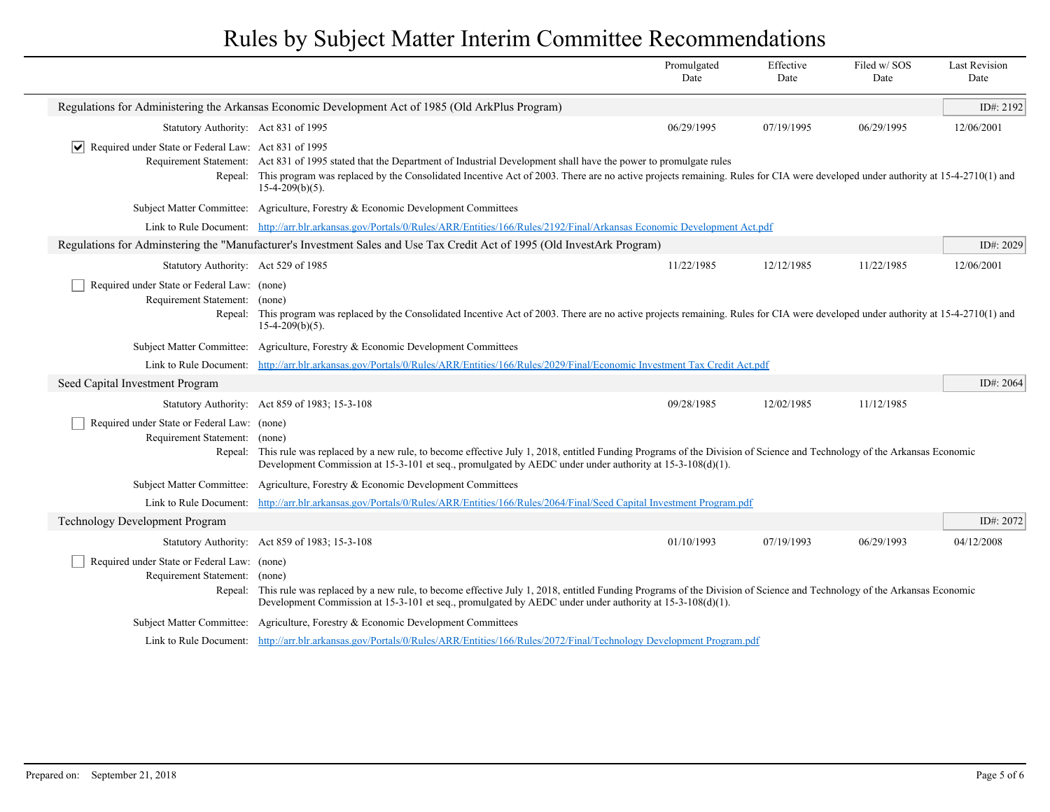# Rules by Subject Matter Interim Committee Recommendations

| | Promulgated Date | Effective Date | Filed w/ SOS Date | Last Revision Date |
|---|---|---|---|---|

## Regulations for Administering the Arkansas Economic Development Act of 1985 (Old ArkPlus Program)

ID#: 2192

| | Promulgated Date | Effective Date | Filed w/ SOS Date | Last Revision Date |
|---|---|---|---|---|
| Statutory Authority: Act 831 of 1995 | 06/29/1995 | 07/19/1995 | 06/29/1995 | 12/06/2001 |

- [x] Required under State or Federal Law: Act 831 of 1995

**Requirement Statement:** Act 831 of 1995 stated that the Department of Industrial Development shall have the power to promulgate rules

**Repeal:** This program was replaced by the Consolidated Incentive Act of 2003. There are no active projects remaining. Rules for CIA were developed under authority at 15-4-2710(1) and 15-4-209(b)(5).

**Subject Matter Committee:** Agriculture, Forestry & Economic Development Committees

**Link to Rule Document:** http://arr.blr.arkansas.gov/Portals/0/Rules/ARR/Entities/166/Rules/2192/Final/Arkansas Economic Development Act.pdf

## Regulations for Adminstering the "Manufacturer's Investment Sales and Use Tax Credit Act of 1995 (Old InvestArk Program)

ID#: 2029

| | Promulgated Date | Effective Date | Filed w/ SOS Date | Last Revision Date |
|---|---|---|---|---|
| Statutory Authority: Act 529 of 1985 | 11/22/1985 | 12/12/1985 | 11/22/1985 | 12/06/2001 |

- [ ] Required under State or Federal Law: (none)

**Requirement Statement:** (none)

**Repeal:** This program was replaced by the Consolidated Incentive Act of 2003. There are no active projects remaining. Rules for CIA were developed under authority at 15-4-2710(1) and 15-4-209(b)(5).

**Subject Matter Committee:** Agriculture, Forestry & Economic Development Committees

**Link to Rule Document:** http://arr.blr.arkansas.gov/Portals/0/Rules/ARR/Entities/166/Rules/2029/Final/Economic Investment Tax Credit Act.pdf

## Seed Capital Investment Program

ID#: 2064

| | Promulgated Date | Effective Date | Filed w/ SOS Date | Last Revision Date |
|---|---|---|---|---|
| Statutory Authority: Act 859 of 1983; 15-3-108 | 09/28/1985 | 12/02/1985 | 11/12/1985 | |

- [ ] Required under State or Federal Law: (none)

**Requirement Statement:** (none)

**Repeal:** This rule was replaced by a new rule, to become effective July 1, 2018, entitled Funding Programs of the Division of Science and Technology of the Arkansas Economic Development Commission at 15-3-101 et seq., promulgated by AEDC under under authority at 15-3-108(d)(1).

**Subject Matter Committee:** Agriculture, Forestry & Economic Development Committees

**Link to Rule Document:** http://arr.blr.arkansas.gov/Portals/0/Rules/ARR/Entities/166/Rules/2064/Final/Seed Capital Investment Program.pdf

## Technology Development Program

ID#: 2072

| | Promulgated Date | Effective Date | Filed w/ SOS Date | Last Revision Date |
|---|---|---|---|---|
| Statutory Authority: Act 859 of 1983; 15-3-108 | 01/10/1993 | 07/19/1993 | 06/29/1993 | 04/12/2008 |

- [ ] Required under State or Federal Law: (none)

**Requirement Statement:** (none)

**Repeal:** This rule was replaced by a new rule, to become effective July 1, 2018, entitled Funding Programs of the Division of Science and Technology of the Arkansas Economic Development Commission at 15-3-101 et seq., promulgated by AEDC under under authority at 15-3-108(d)(1).

**Subject Matter Committee:** Agriculture, Forestry & Economic Development Committees

**Link to Rule Document:** http://arr.blr.arkansas.gov/Portals/0/Rules/ARR/Entities/166/Rules/2072/Final/Technology Development Program.pdf

Prepared on: September 21, 2018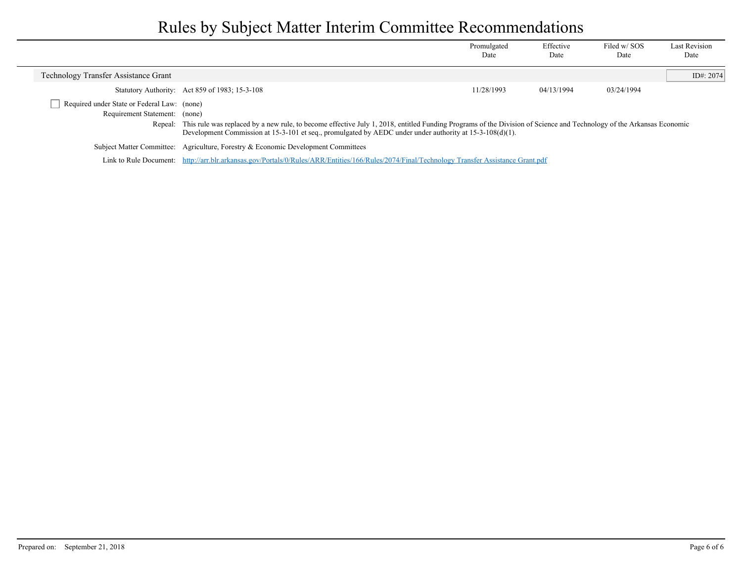# Rules by Subject Matter Interim Committee Recommendations

| | Promulgated Date | Effective Date | Filed w/ SOS Date | Last Revision Date |
|---|---|---|---|---|
| **Technology Transfer Assistance Grant** | | | | ID#: 2074 |
| Statutory Authority: Act 859 of 1983; 15-3-108 | 11/28/1993 | 04/13/1994 | 03/24/1994 | |

☐ Required under State or Federal Law: (none)

Requirement Statement: (none)

Repeal: This rule was replaced by a new rule, to become effective July 1, 2018, entitled Funding Programs of the Division of Science and Technology of the Arkansas Economic Development Commission at 15-3-101 et seq., promulgated by AEDC under under authority at 15-3-108(d)(1).

Subject Matter Committee: Agriculture, Forestry & Economic Development Committees

Link to Rule Document: [http://arr.blr.arkansas.gov/Portals/0/Rules/ARR/Entities/166/Rules/2074/Final/Technology Transfer Assistance Grant.pdf](http://arr.blr.arkansas.gov/Portals/0/Rules/ARR/Entities/166/Rules/2074/Final/Technology Transfer Assistance Grant.pdf)

Prepared on: September 21, 2018